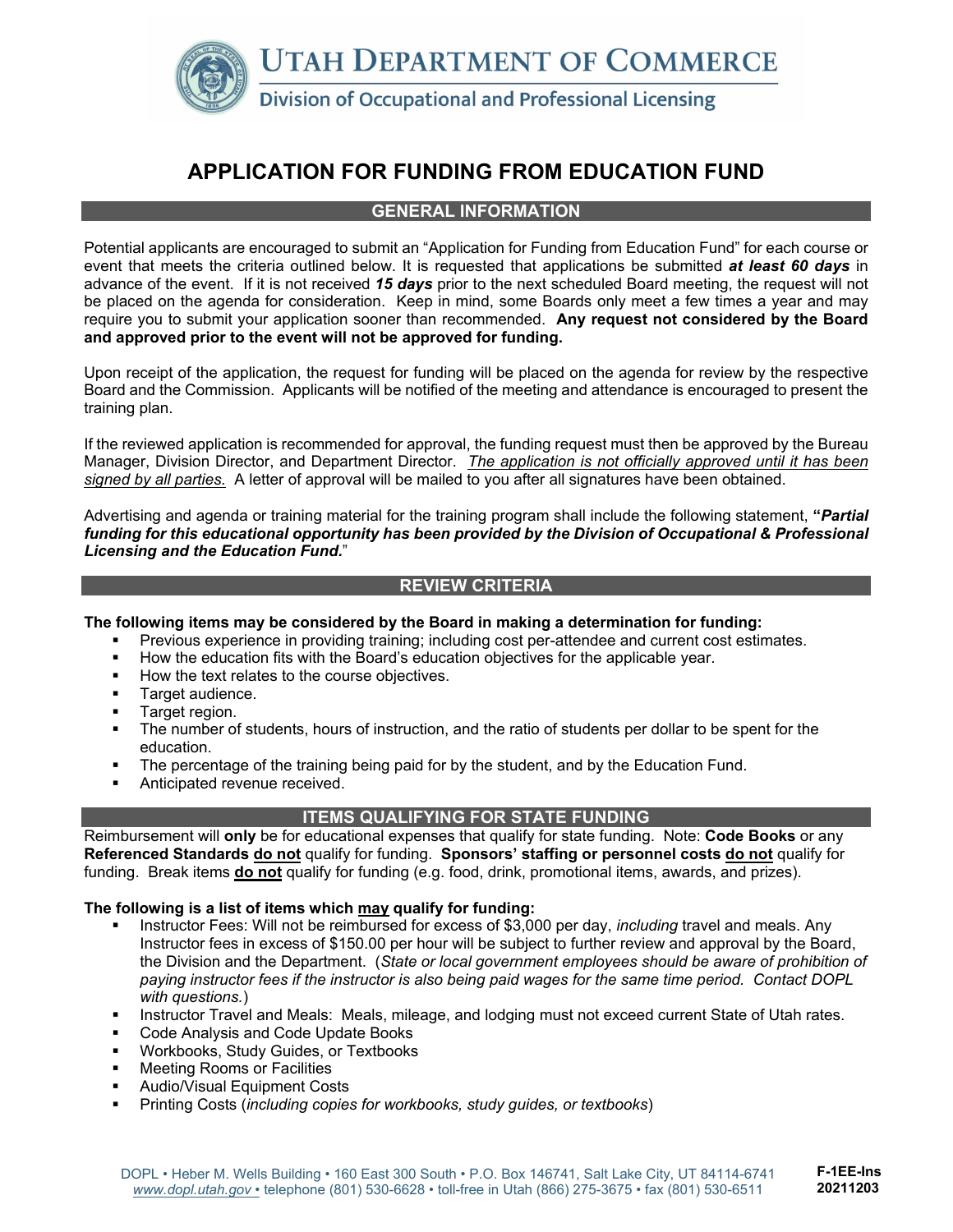UTAH DEPARTMENT OF COMMERCE

Division of Occupational and Professional Licensing

# APPLICATION FOR FUNDING FROM EDUCATION FUND

## GENERAL INFORMATION

Potential applicants are encouraged to submit an "Application for Funding from Education Fund" for each course or event that meets the criteria outlined below. It is requested that applications be submitted ***at least 60 days*** in advance of the event. If it is not received ***15 days*** prior to the next scheduled Board meeting, the request will not be placed on the agenda for consideration. Keep in mind, some Boards only meet a few times a year and may require you to submit your application sooner than recommended. **Any request not considered by the Board and approved prior to the event will not be approved for funding.**

Upon receipt of the application, the request for funding will be placed on the agenda for review by the respective Board and the Commission. Applicants will be notified of the meeting and attendance is encouraged to present the training plan.

If the reviewed application is recommended for approval, the funding request must then be approved by the Bureau Manager, Division Director, and Department Director. *The application is not officially approved until it has been signed by all parties.* A letter of approval will be mailed to you after all signatures have been obtained.

Advertising and agenda or training material for the training program shall include the following statement, **"*Partial funding for this educational opportunity has been provided by the Division of Occupational & Professional Licensing and the Education Fund.*"**

## REVIEW CRITERIA

**The following items may be considered by the Board in making a determination for funding:**

- Previous experience in providing training; including cost per-attendee and current cost estimates.
- How the education fits with the Board's education objectives for the applicable year.
- How the text relates to the course objectives.
- Target audience.
- Target region.
- The number of students, hours of instruction, and the ratio of students per dollar to be spent for the education.
- The percentage of the training being paid for by the student, and by the Education Fund.
- Anticipated revenue received.

## ITEMS QUALIFYING FOR STATE FUNDING

Reimbursement will **only** be for educational expenses that qualify for state funding. Note: **Code Books** or any **Referenced Standards do not** qualify for funding. **Sponsors' staffing or personnel costs do not** qualify for funding. Break items **do not** qualify for funding (e.g. food, drink, promotional items, awards, and prizes).

**The following is a list of items which may qualify for funding:**

- Instructor Fees: Will not be reimbursed for excess of $3,000 per day, *including* travel and meals. Any Instructor fees in excess of $150.00 per hour will be subject to further review and approval by the Board, the Division and the Department. (*State or local government employees should be aware of prohibition of paying instructor fees if the instructor is also being paid wages for the same time period. Contact DOPL with questions.*)
- Instructor Travel and Meals: Meals, mileage, and lodging must not exceed current State of Utah rates.
- Code Analysis and Code Update Books
- Workbooks, Study Guides, or Textbooks
- Meeting Rooms or Facilities
- Audio/Visual Equipment Costs
- Printing Costs (*including copies for workbooks, study guides, or textbooks*)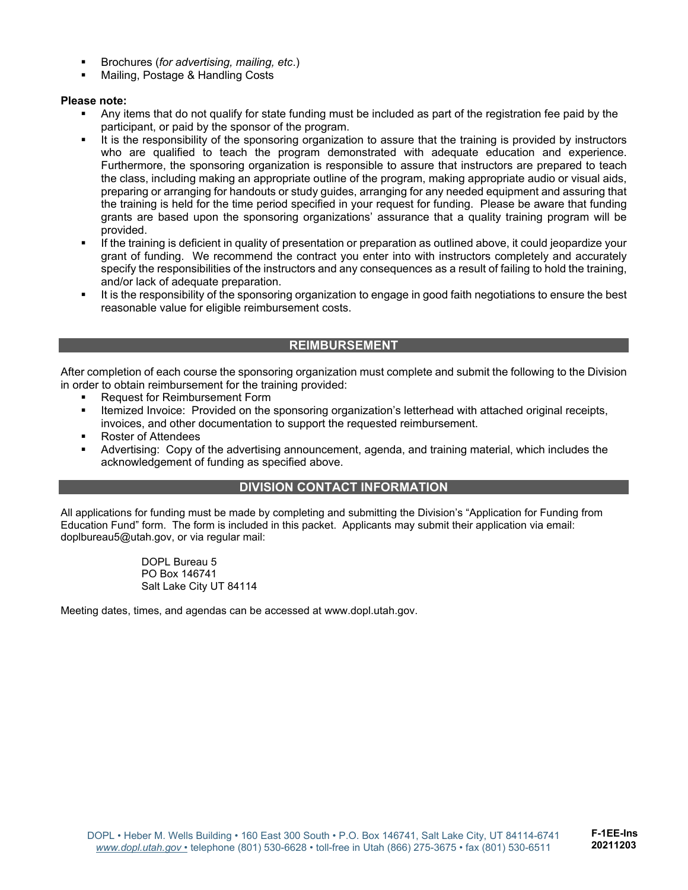- Brochures (*for advertising, mailing, etc*.)
- Mailing, Postage & Handling Costs

**Please note:**

- Any items that do not qualify for state funding must be included as part of the registration fee paid by the participant, or paid by the sponsor of the program.
- It is the responsibility of the sponsoring organization to assure that the training is provided by instructors who are qualified to teach the program demonstrated with adequate education and experience. Furthermore, the sponsoring organization is responsible to assure that instructors are prepared to teach the class, including making an appropriate outline of the program, making appropriate audio or visual aids, preparing or arranging for handouts or study guides, arranging for any needed equipment and assuring that the training is held for the time period specified in your request for funding. Please be aware that funding grants are based upon the sponsoring organizations' assurance that a quality training program will be provided.
- If the training is deficient in quality of presentation or preparation as outlined above, it could jeopardize your grant of funding. We recommend the contract you enter into with instructors completely and accurately specify the responsibilities of the instructors and any consequences as a result of failing to hold the training, and/or lack of adequate preparation.
- It is the responsibility of the sponsoring organization to engage in good faith negotiations to ensure the best reasonable value for eligible reimbursement costs.

## REIMBURSEMENT

After completion of each course the sponsoring organization must complete and submit the following to the Division in order to obtain reimbursement for the training provided:

- Request for Reimbursement Form
- Itemized Invoice: Provided on the sponsoring organization's letterhead with attached original receipts, invoices, and other documentation to support the requested reimbursement.
- Roster of Attendees
- Advertising: Copy of the advertising announcement, agenda, and training material, which includes the acknowledgement of funding as specified above.

## DIVISION CONTACT INFORMATION

All applications for funding must be made by completing and submitting the Division's "Application for Funding from Education Fund" form. The form is included in this packet. Applicants may submit their application via email: doplbureau5@utah.gov, or via regular mail:

DOPL Bureau 5
PO Box 146741
Salt Lake City UT 84114

Meeting dates, times, and agendas can be accessed at www.dopl.utah.gov.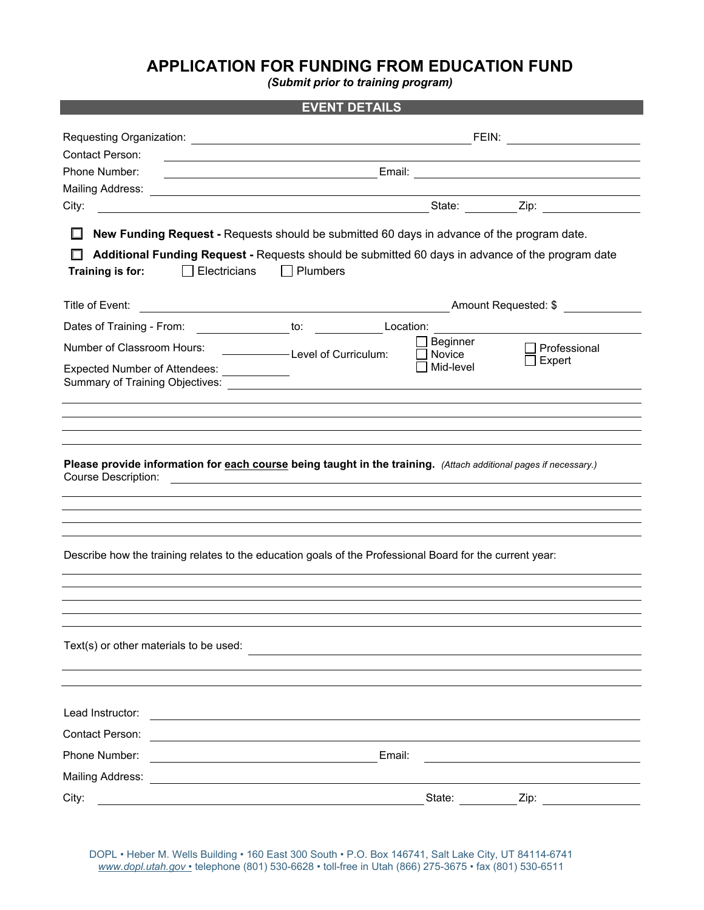# APPLICATION FOR FUNDING FROM EDUCATION FUND

***(Submit prior to training program)***

## EVENT DETAILS

Requesting Organization: ______________________________ FEIN: ______________

Contact Person: ______________________________

Phone Number: ______________________________ Email: ______________________________

Mailing Address: ______________________________

City: ______________________________ State: ________ Zip: ____________

☐ **New Funding Request -** Requests should be submitted 60 days in advance of the program date.

☐ **Additional Funding Request -** Requests should be submitted 60 days in advance of the program date

**Training is for:** ☐ Electricians ☐ Plumbers

Title of Event: ______________________________ Amount Requested: $ ____________

Dates of Training - From: ____________ to: ____________ Location: ______________________________

Number of Classroom Hours: ____________ Level of Curriculum: ☐ Beginner ☐ Novice ☐ Mid-level ☐ Professional ☐ Expert

Expected Number of Attendees: ____________

Summary of Training Objectives: ______________________________

______________________________

______________________________

______________________________

______________________________

**Please provide information for <u>each course</u> being taught in the training.** *(Attach additional pages if necessary.)*

Course Description: ______________________________

______________________________

______________________________

______________________________

______________________________

Describe how the training relates to the education goals of the Professional Board for the current year:

______________________________

______________________________

______________________________

______________________________

______________________________

Text(s) or other materials to be used: ______________________________

______________________________

______________________________

Lead Instructor: ______________________________

Contact Person: ______________________________

Phone Number: ______________________________ Email: ______________________________

Mailing Address: ______________________________

City: ______________________________ State: ________ Zip: ____________

DOPL • Heber M. Wells Building • 160 East 300 South • P.O. Box 146741, Salt Lake City, UT 84114-6741
www.dopl.utah.gov • telephone (801) 530-6628 • toll-free in Utah (866) 275-3675 • fax (801) 530-6511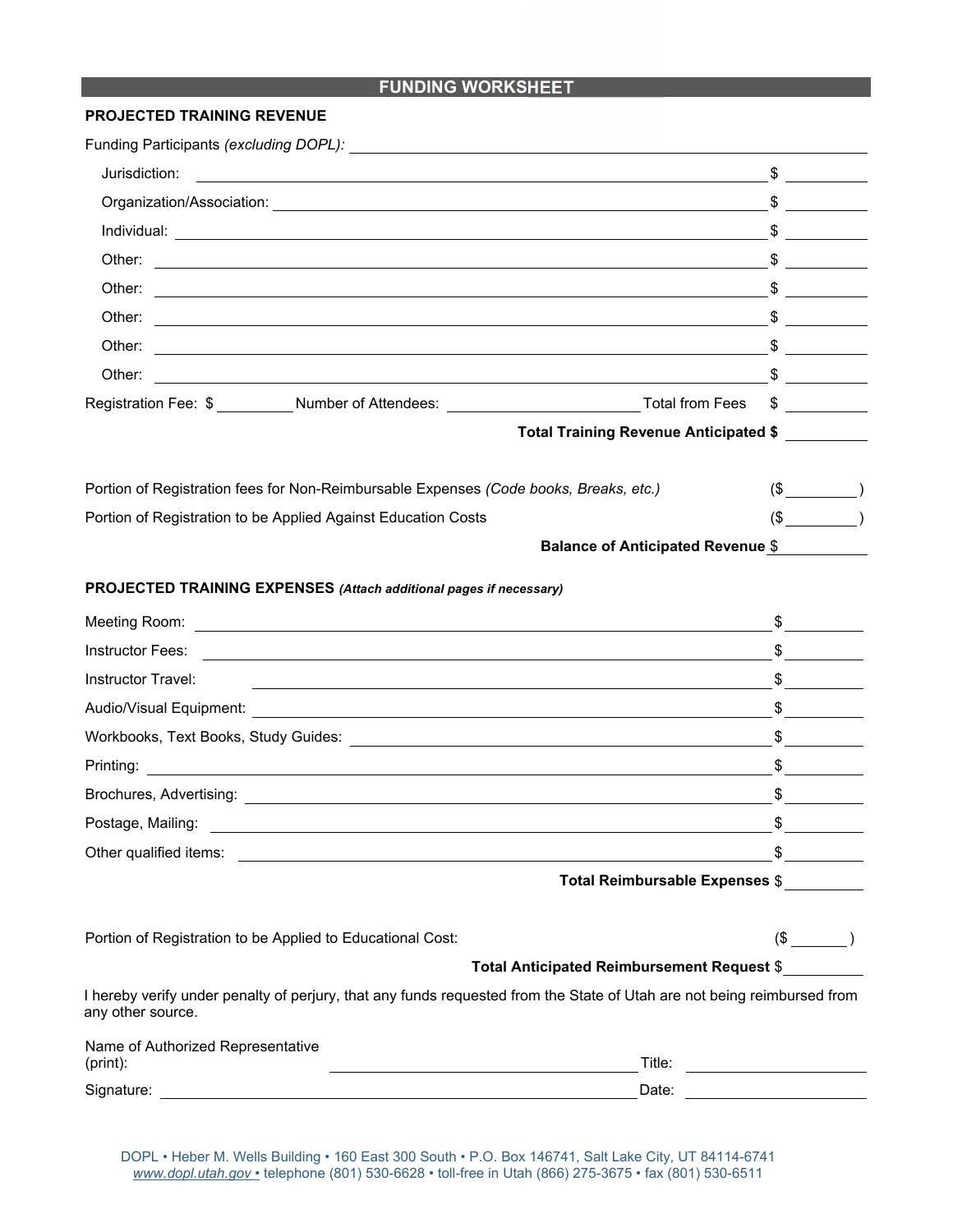## FUNDING WORKSHEET

**PROJECTED TRAINING REVENUE**

Funding Participants *(excluding DOPL):* ____________________

Jurisdiction: ____________________ $ ________

Organization/Association: ____________________ $ ________

Individual: ____________________ $ ________

Other: ____________________ $ ________

Other: ____________________ $ ________

Other: ____________________ $ ________

Other: ____________________ $ ________

Other: ____________________ $ ________

Registration Fee: $ ________ Number of Attendees: ____________ Total from Fees $ ________

**Total Training Revenue Anticipated $** ________

Portion of Registration fees for Non-Reimbursable Expenses *(Code books, Breaks, etc.)* ($ ________ )

Portion of Registration to be Applied Against Education Costs ($ ________ )

**Balance of Anticipated Revenue** $ ________

**PROJECTED TRAINING EXPENSES** ***(Attach additional pages if necessary)***

Meeting Room: ____________________ $ ________

Instructor Fees: ____________________ $ ________

Instructor Travel: ____________________ $ ________

Audio/Visual Equipment: ____________________ $ ________

Workbooks, Text Books, Study Guides: ____________________ $ ________

Printing: ____________________ $ ________

Brochures, Advertising: ____________________ $ ________

Postage, Mailing: ____________________ $ ________

Other qualified items: ____________________ $ ________

**Total Reimbursable Expenses** $ ________

Portion of Registration to be Applied to Educational Cost: ($ ________ )

**Total Anticipated Reimbursement Request** $ ________

I hereby verify under penalty of perjury, that any funds requested from the State of Utah are not being reimbursed from any other source.

Name of Authorized Representative (print): ____________________ Title: ____________________

Signature: ____________________ Date: ____________________

DOPL • Heber M. Wells Building • 160 East 300 South • P.O. Box 146741, Salt Lake City, UT 84114-6741
www.dopl.utah.gov • telephone (801) 530-6628 • toll-free in Utah (866) 275-3675 • fax (801) 530-6511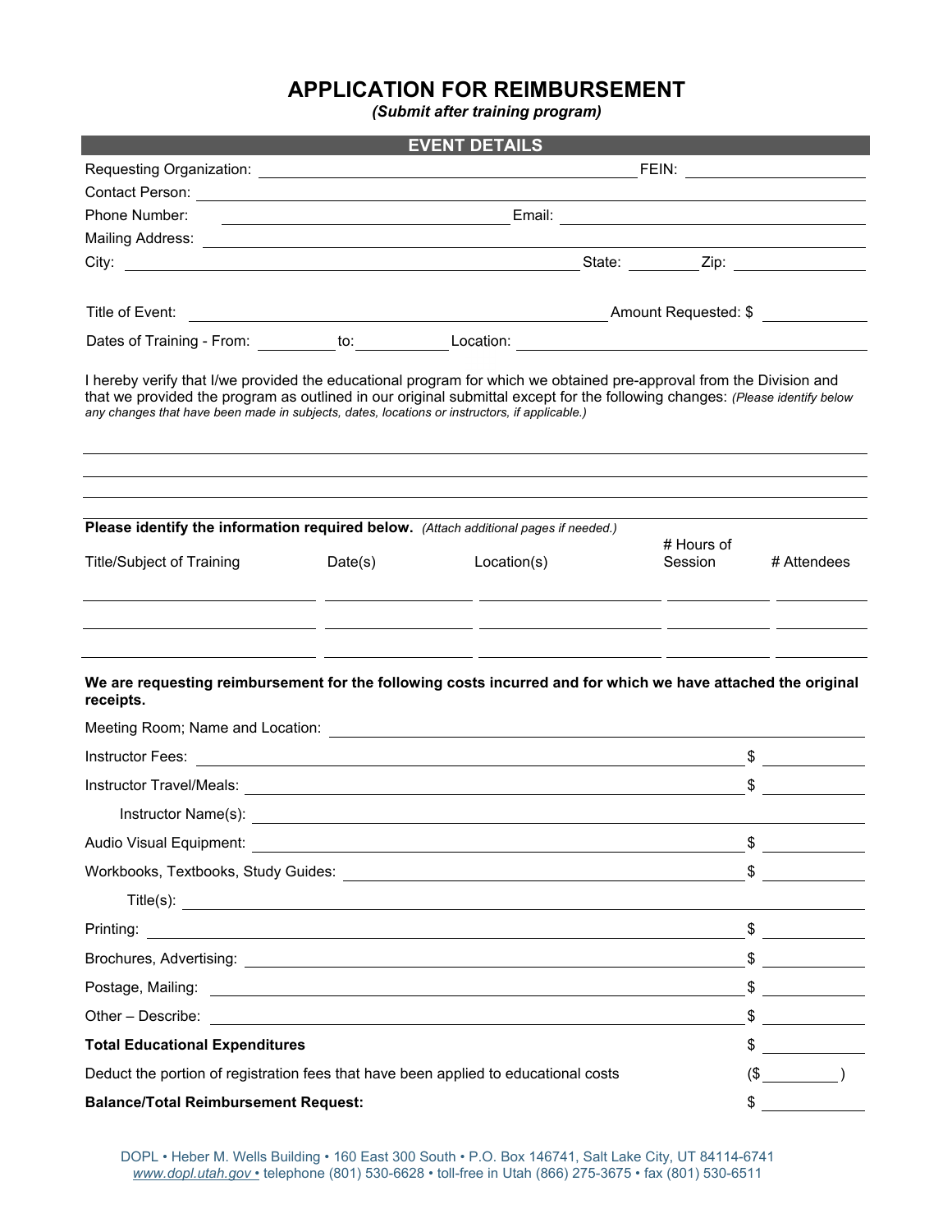# APPLICATION FOR REIMBURSEMENT

*(Submit after training program)*

## EVENT DETAILS

Requesting Organization: ______________________________ FEIN: ______________

Contact Person: ______________________________

Phone Number: ______________________________ Email: ______________________________

Mailing Address: ______________________________

City: ______________________________ State: ________ Zip: ______________

Title of Event: ______________________________ Amount Requested: $ ____________

Dates of Training - From: __________ to: __________ Location: ______________________________

I hereby verify that I/we provided the educational program for which we obtained pre-approval from the Division and that we provided the program as outlined in our original submittal except for the following changes: *(Please identify below any changes that have been made in subjects, dates, locations or instructors, if applicable.)*

______________________________________________________________________

______________________________________________________________________

______________________________________________________________________

**Please identify the information required below.** *(Attach additional pages if needed.)*

| Title/Subject of Training | Date(s) | Location(s) | # Hours of Session | # Attendees |
|---|---|---|---|---|
| | | | | |
| | | | | |
| | | | | |

**We are requesting reimbursement for the following costs incurred and for which we have attached the original receipts.**

Meeting Room; Name and Location: ______________________________

Instructor Fees: ______________________________ $ ____________

Instructor Travel/Meals: ______________________________ $ ____________

Instructor Name(s): ______________________________

Audio Visual Equipment: ______________________________ $ ____________

Workbooks, Textbooks, Study Guides: ______________________________ $ ____________

Title(s): ______________________________

Printing: ______________________________ $ ____________

Brochures, Advertising: ______________________________ $ ____________

Postage, Mailing: ______________________________ $ ____________

Other – Describe: ______________________________ $ ____________

**Total Educational Expenditures** $ ____________

Deduct the portion of registration fees that have been applied to educational costs ($ __________ )

**Balance/Total Reimbursement Request:** $ ____________

DOPL • Heber M. Wells Building • 160 East 300 South • P.O. Box 146741, Salt Lake City, UT 84114-6741
www.dopl.utah.gov • telephone (801) 530-6628 • toll-free in Utah (866) 275-3675 • fax (801) 530-6511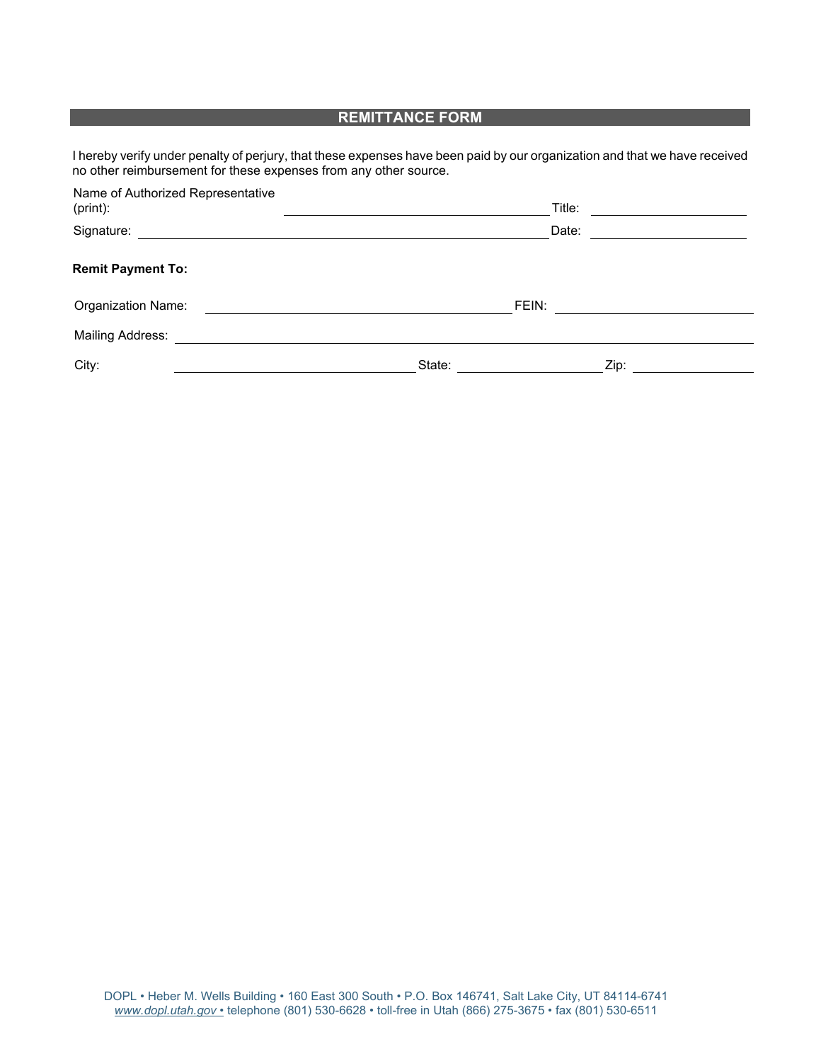## REMITTANCE FORM

I hereby verify under penalty of perjury, that these expenses have been paid by our organization and that we have received no other reimbursement for these expenses from any other source.

Name of Authorized Representative (print): ______________________ Title: ______________

Signature: ______________________ Date: ______________

**Remit Payment To:**

Organization Name: ______________________ FEIN: ______________

Mailing Address: ______________________________________________

City: ______________ State: ______________ Zip: ______________

DOPL • Heber M. Wells Building • 160 East 300 South • P.O. Box 146741, Salt Lake City, UT 84114-6741
*www.dopl.utah.gov* • telephone (801) 530-6628 • toll-free in Utah (866) 275-3675 • fax (801) 530-6511